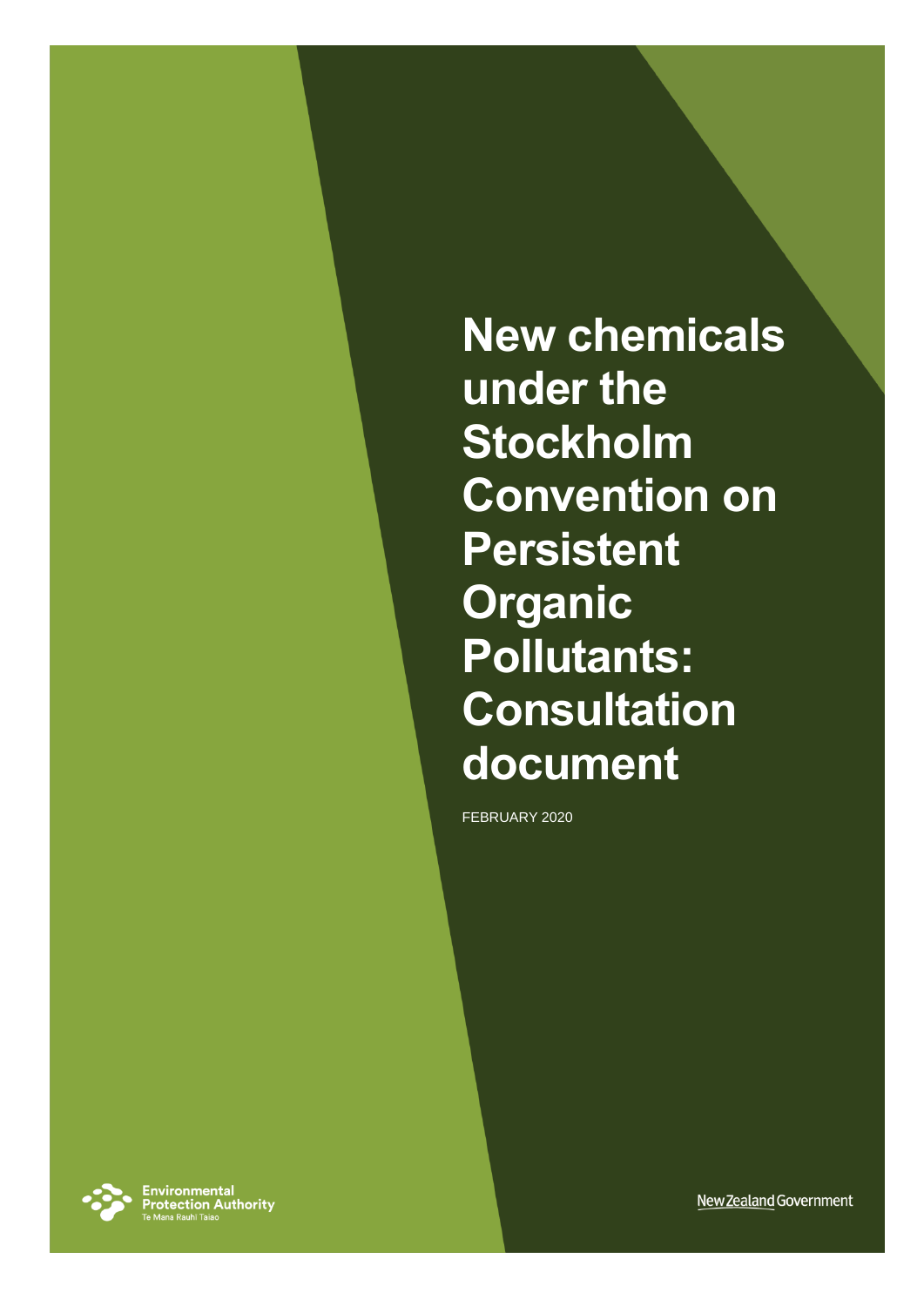# New chemicals under the Stockholm Convention on Persistent Organic Pollutants: Consultation document

FEBRUARY 2020

Environmental Protection Authority
Te Mana Rauhī Taiao

New Zealand Government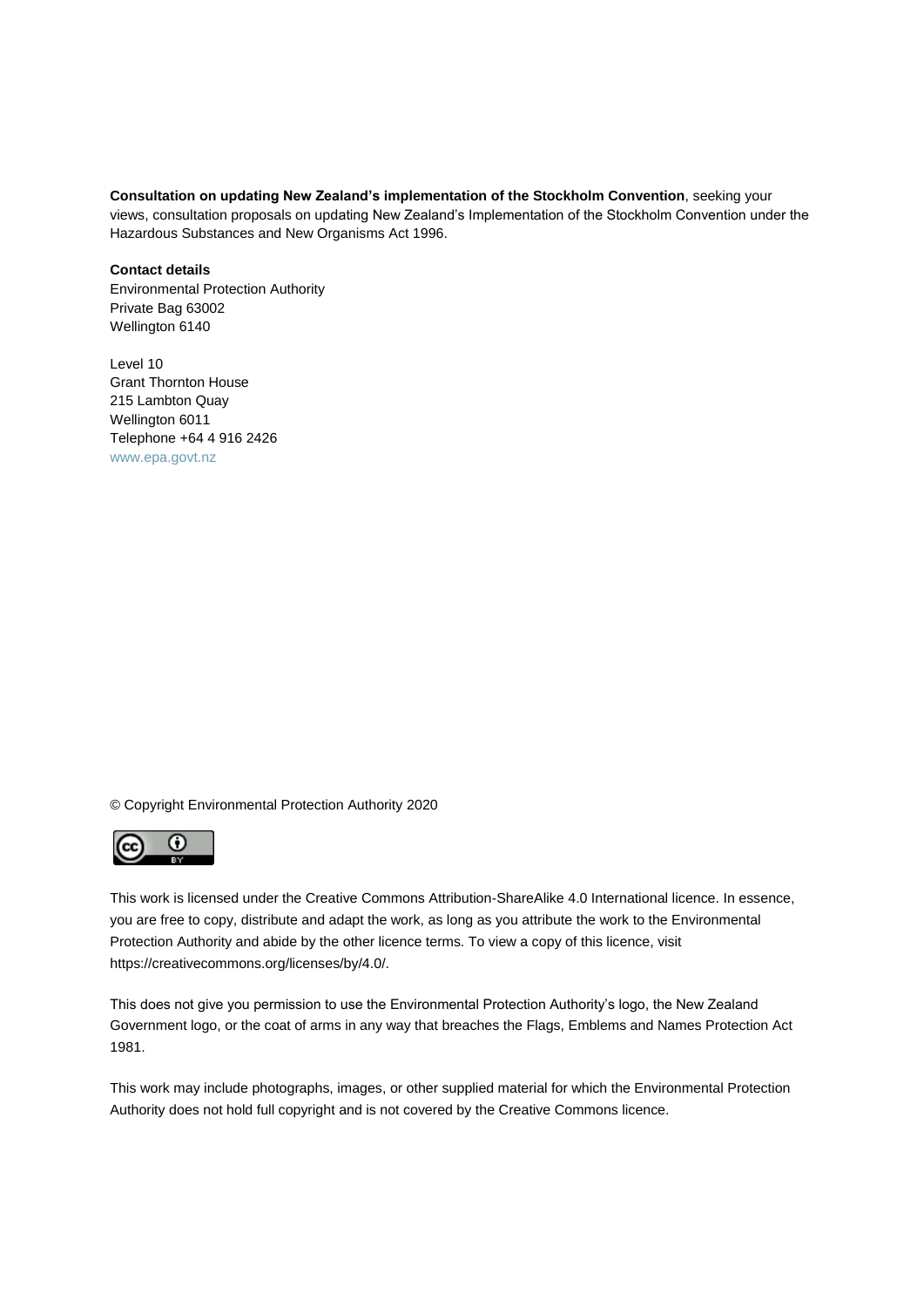**Consultation on updating New Zealand's implementation of the Stockholm Convention**, seeking your views, consultation proposals on updating New Zealand's Implementation of the Stockholm Convention under the Hazardous Substances and New Organisms Act 1996.

**Contact details**
Environmental Protection Authority
Private Bag 63002
Wellington 6140

Level 10
Grant Thornton House
215 Lambton Quay
Wellington 6011
Telephone +64 4 916 2426
www.epa.govt.nz

© Copyright Environmental Protection Authority 2020

This work is licensed under the Creative Commons Attribution-ShareAlike 4.0 International licence. In essence, you are free to copy, distribute and adapt the work, as long as you attribute the work to the Environmental Protection Authority and abide by the other licence terms. To view a copy of this licence, visit https://creativecommons.org/licenses/by/4.0/.

This does not give you permission to use the Environmental Protection Authority's logo, the New Zealand Government logo, or the coat of arms in any way that breaches the Flags, Emblems and Names Protection Act 1981.

This work may include photographs, images, or other supplied material for which the Environmental Protection Authority does not hold full copyright and is not covered by the Creative Commons licence.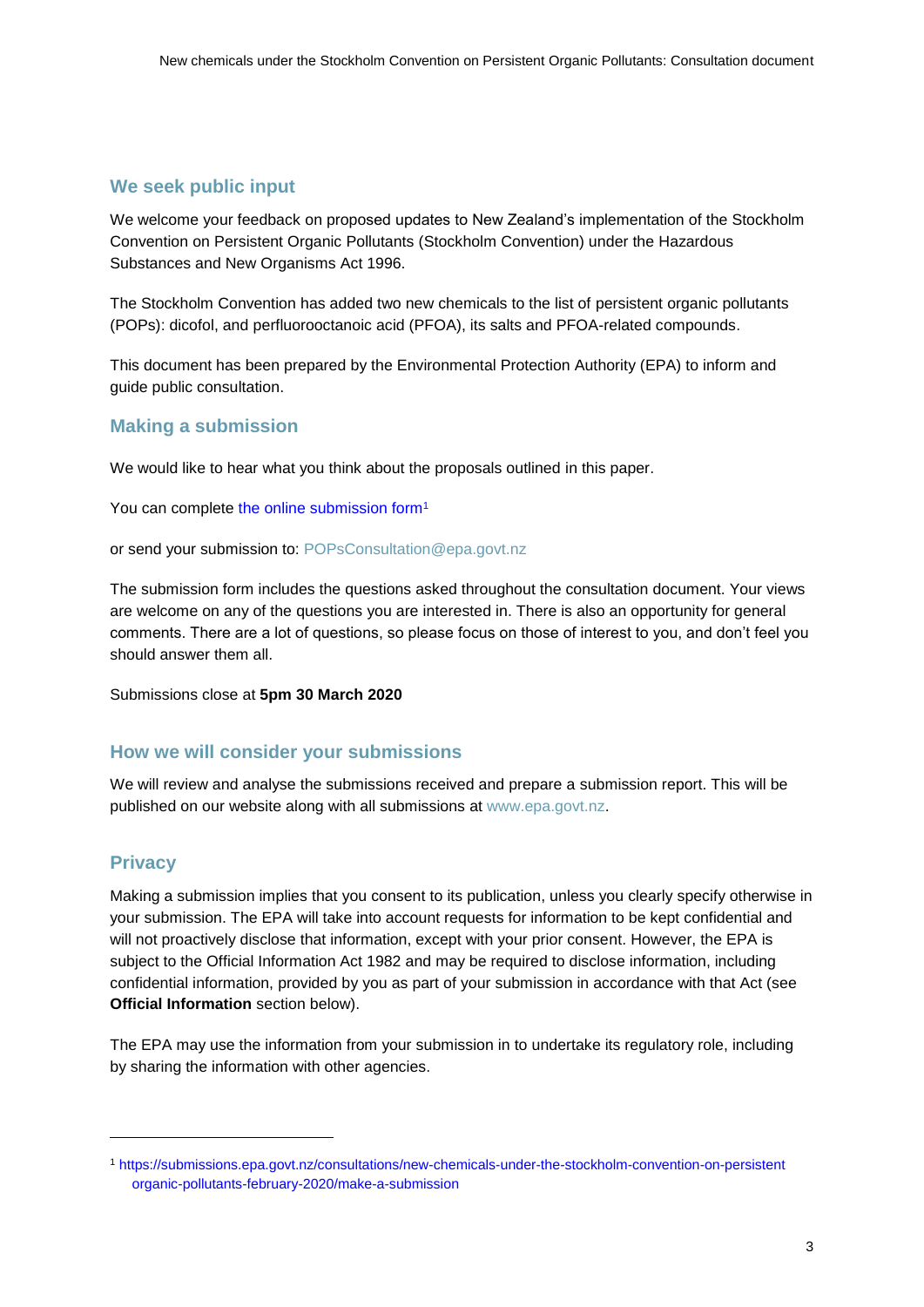## We seek public input

We welcome your feedback on proposed updates to New Zealand's implementation of the Stockholm Convention on Persistent Organic Pollutants (Stockholm Convention) under the Hazardous Substances and New Organisms Act 1996.

The Stockholm Convention has added two new chemicals to the list of persistent organic pollutants (POPs): dicofol, and perfluorooctanoic acid (PFOA), its salts and PFOA-related compounds.

This document has been prepared by the Environmental Protection Authority (EPA) to inform and guide public consultation.

## Making a submission

We would like to hear what you think about the proposals outlined in this paper.

You can complete the online submission form[1]

or send your submission to: POPsConsultation@epa.govt.nz

The submission form includes the questions asked throughout the consultation document. Your views are welcome on any of the questions you are interested in. There is also an opportunity for general comments. There are a lot of questions, so please focus on those of interest to you, and don't feel you should answer them all.

Submissions close at **5pm 30 March 2020**

## How we will consider your submissions

We will review and analyse the submissions received and prepare a submission report. This will be published on our website along with all submissions at www.epa.govt.nz.

## Privacy

Making a submission implies that you consent to its publication, unless you clearly specify otherwise in your submission. The EPA will take into account requests for information to be kept confidential and will not proactively disclose that information, except with your prior consent. However, the EPA is subject to the Official Information Act 1982 and may be required to disclose information, including confidential information, provided by you as part of your submission in accordance with that Act (see **Official Information** section below).

The EPA may use the information from your submission in to undertake its regulatory role, including by sharing the information with other agencies.

---

[1] https://submissions.epa.govt.nz/consultations/new-chemicals-under-the-stockholm-convention-on-persistent organic-pollutants-february-2020/make-a-submission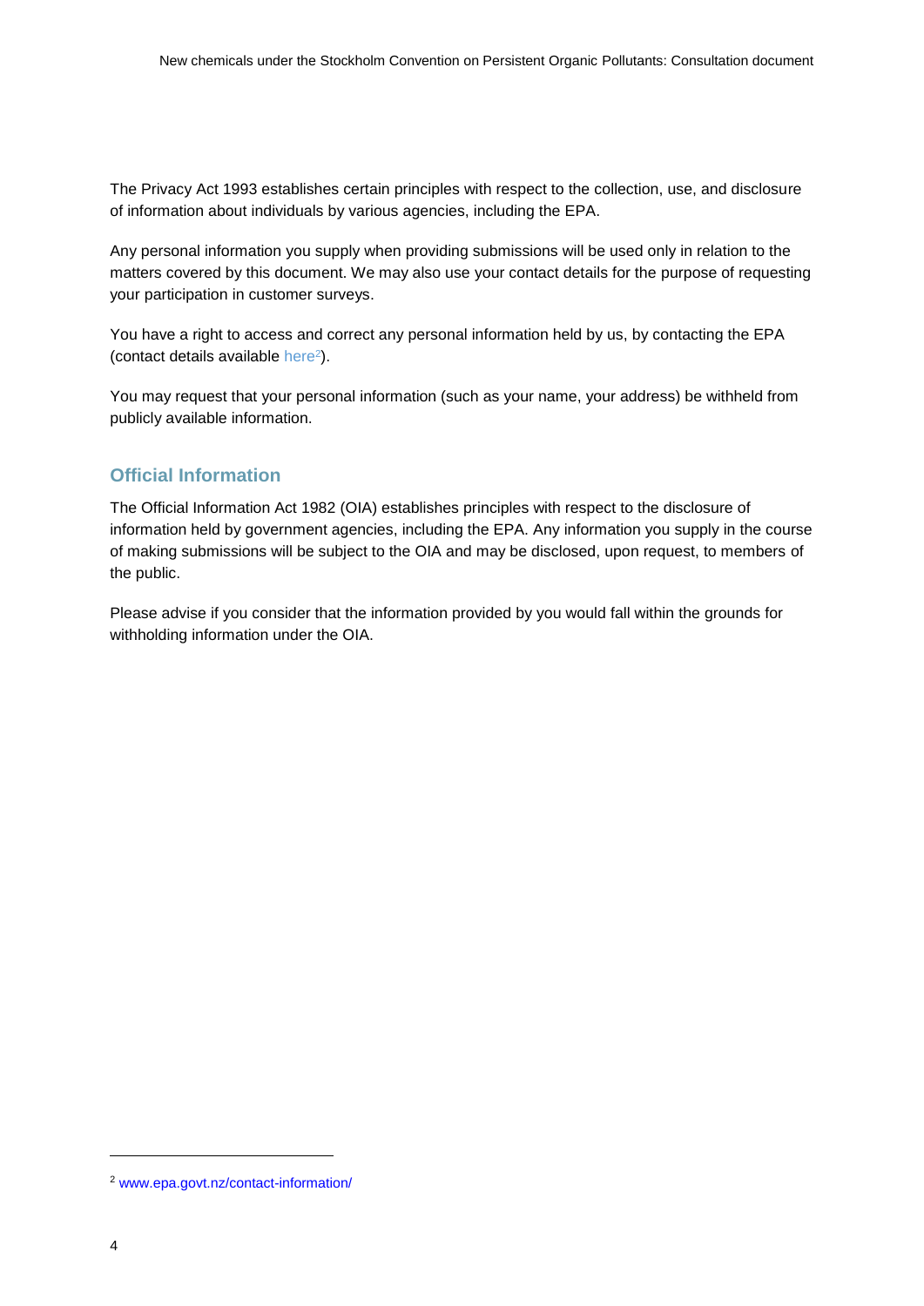The Privacy Act 1993 establishes certain principles with respect to the collection, use, and disclosure of information about individuals by various agencies, including the EPA.

Any personal information you supply when providing submissions will be used only in relation to the matters covered by this document. We may also use your contact details for the purpose of requesting your participation in customer surveys.

You have a right to access and correct any personal information held by us, by contacting the EPA (contact details available here[2]).

You may request that your personal information (such as your name, your address) be withheld from publicly available information.

## Official Information

The Official Information Act 1982 (OIA) establishes principles with respect to the disclosure of information held by government agencies, including the EPA. Any information you supply in the course of making submissions will be subject to the OIA and may be disclosed, upon request, to members of the public.

Please advise if you consider that the information provided by you would fall within the grounds for withholding information under the OIA.

---

[2] www.epa.govt.nz/contact-information/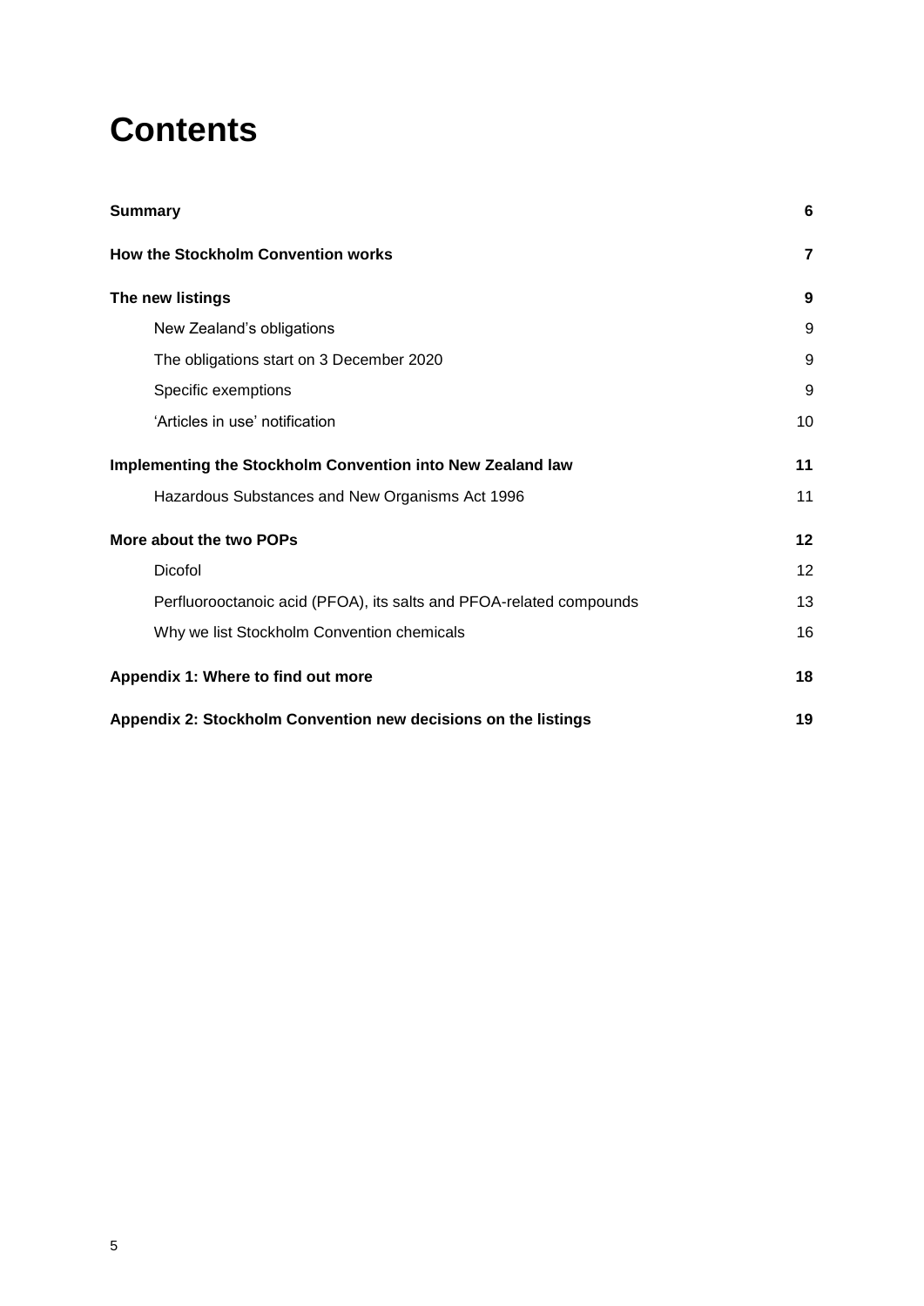# Contents

| | |
|---|---|
| **Summary** | **6** |
| **How the Stockholm Convention works** | **7** |
| **The new listings** | **9** |
| New Zealand's obligations | 9 |
| The obligations start on 3 December 2020 | 9 |
| Specific exemptions | 9 |
| 'Articles in use' notification | 10 |
| **Implementing the Stockholm Convention into New Zealand law** | **11** |
| Hazardous Substances and New Organisms Act 1996 | 11 |
| **More about the two POPs** | **12** |
| Dicofol | 12 |
| Perfluorooctanoic acid (PFOA), its salts and PFOA-related compounds | 13 |
| Why we list Stockholm Convention chemicals | 16 |
| **Appendix 1: Where to find out more** | **18** |
| **Appendix 2: Stockholm Convention new decisions on the listings** | **19** |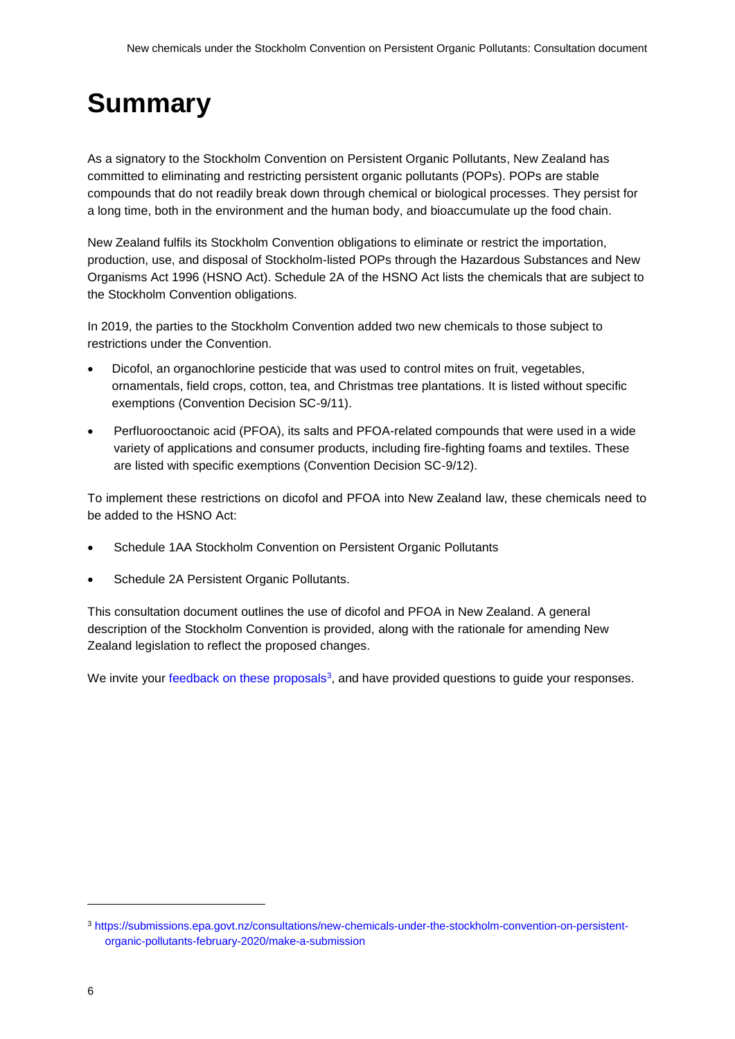# Summary

As a signatory to the Stockholm Convention on Persistent Organic Pollutants, New Zealand has committed to eliminating and restricting persistent organic pollutants (POPs). POPs are stable compounds that do not readily break down through chemical or biological processes. They persist for a long time, both in the environment and the human body, and bioaccumulate up the food chain.

New Zealand fulfils its Stockholm Convention obligations to eliminate or restrict the importation, production, use, and disposal of Stockholm-listed POPs through the Hazardous Substances and New Organisms Act 1996 (HSNO Act). Schedule 2A of the HSNO Act lists the chemicals that are subject to the Stockholm Convention obligations.

In 2019, the parties to the Stockholm Convention added two new chemicals to those subject to restrictions under the Convention.

- Dicofol, an organochlorine pesticide that was used to control mites on fruit, vegetables, ornamentals, field crops, cotton, tea, and Christmas tree plantations. It is listed without specific exemptions (Convention Decision SC-9/11).
- Perfluorooctanoic acid (PFOA), its salts and PFOA-related compounds that were used in a wide variety of applications and consumer products, including fire-fighting foams and textiles. These are listed with specific exemptions (Convention Decision SC-9/12).

To implement these restrictions on dicofol and PFOA into New Zealand law, these chemicals need to be added to the HSNO Act:

- Schedule 1AA Stockholm Convention on Persistent Organic Pollutants
- Schedule 2A Persistent Organic Pollutants.

This consultation document outlines the use of dicofol and PFOA in New Zealand. A general description of the Stockholm Convention is provided, along with the rationale for amending New Zealand legislation to reflect the proposed changes.

We invite your feedback on these proposals[3], and have provided questions to guide your responses.

---

[3] https://submissions.epa.govt.nz/consultations/new-chemicals-under-the-stockholm-convention-on-persistent-organic-pollutants-february-2020/make-a-submission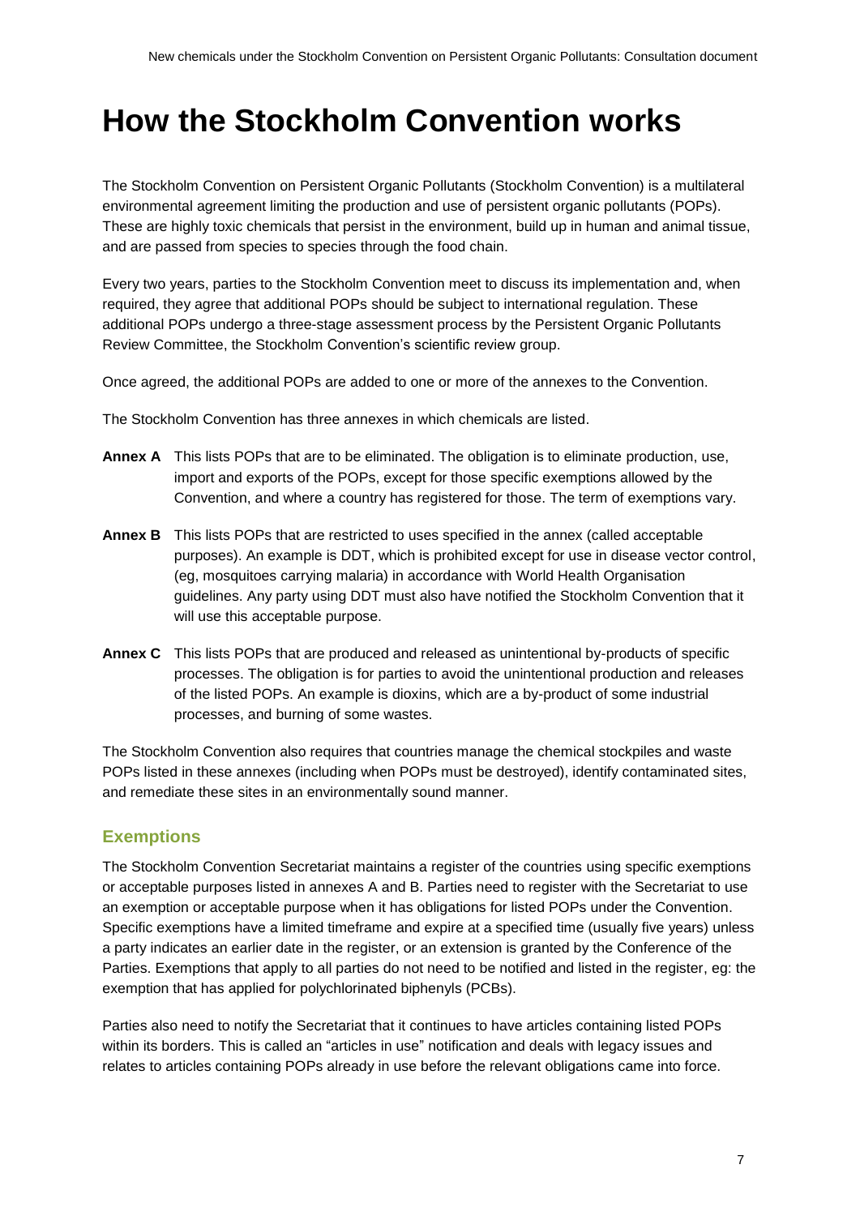# How the Stockholm Convention works

The Stockholm Convention on Persistent Organic Pollutants (Stockholm Convention) is a multilateral environmental agreement limiting the production and use of persistent organic pollutants (POPs). These are highly toxic chemicals that persist in the environment, build up in human and animal tissue, and are passed from species to species through the food chain.

Every two years, parties to the Stockholm Convention meet to discuss its implementation and, when required, they agree that additional POPs should be subject to international regulation. These additional POPs undergo a three-stage assessment process by the Persistent Organic Pollutants Review Committee, the Stockholm Convention's scientific review group.

Once agreed, the additional POPs are added to one or more of the annexes to the Convention.

The Stockholm Convention has three annexes in which chemicals are listed.

**Annex A** This lists POPs that are to be eliminated. The obligation is to eliminate production, use, import and exports of the POPs, except for those specific exemptions allowed by the Convention, and where a country has registered for those. The term of exemptions vary.

**Annex B** This lists POPs that are restricted to uses specified in the annex (called acceptable purposes). An example is DDT, which is prohibited except for use in disease vector control, (eg, mosquitoes carrying malaria) in accordance with World Health Organisation guidelines. Any party using DDT must also have notified the Stockholm Convention that it will use this acceptable purpose.

**Annex C** This lists POPs that are produced and released as unintentional by-products of specific processes. The obligation is for parties to avoid the unintentional production and releases of the listed POPs. An example is dioxins, which are a by-product of some industrial processes, and burning of some wastes.

The Stockholm Convention also requires that countries manage the chemical stockpiles and waste POPs listed in these annexes (including when POPs must be destroyed), identify contaminated sites, and remediate these sites in an environmentally sound manner.

## Exemptions

The Stockholm Convention Secretariat maintains a register of the countries using specific exemptions or acceptable purposes listed in annexes A and B. Parties need to register with the Secretariat to use an exemption or acceptable purpose when it has obligations for listed POPs under the Convention. Specific exemptions have a limited timeframe and expire at a specified time (usually five years) unless a party indicates an earlier date in the register, or an extension is granted by the Conference of the Parties. Exemptions that apply to all parties do not need to be notified and listed in the register, eg: the exemption that has applied for polychlorinated biphenyls (PCBs).

Parties also need to notify the Secretariat that it continues to have articles containing listed POPs within its borders. This is called an "articles in use" notification and deals with legacy issues and relates to articles containing POPs already in use before the relevant obligations came into force.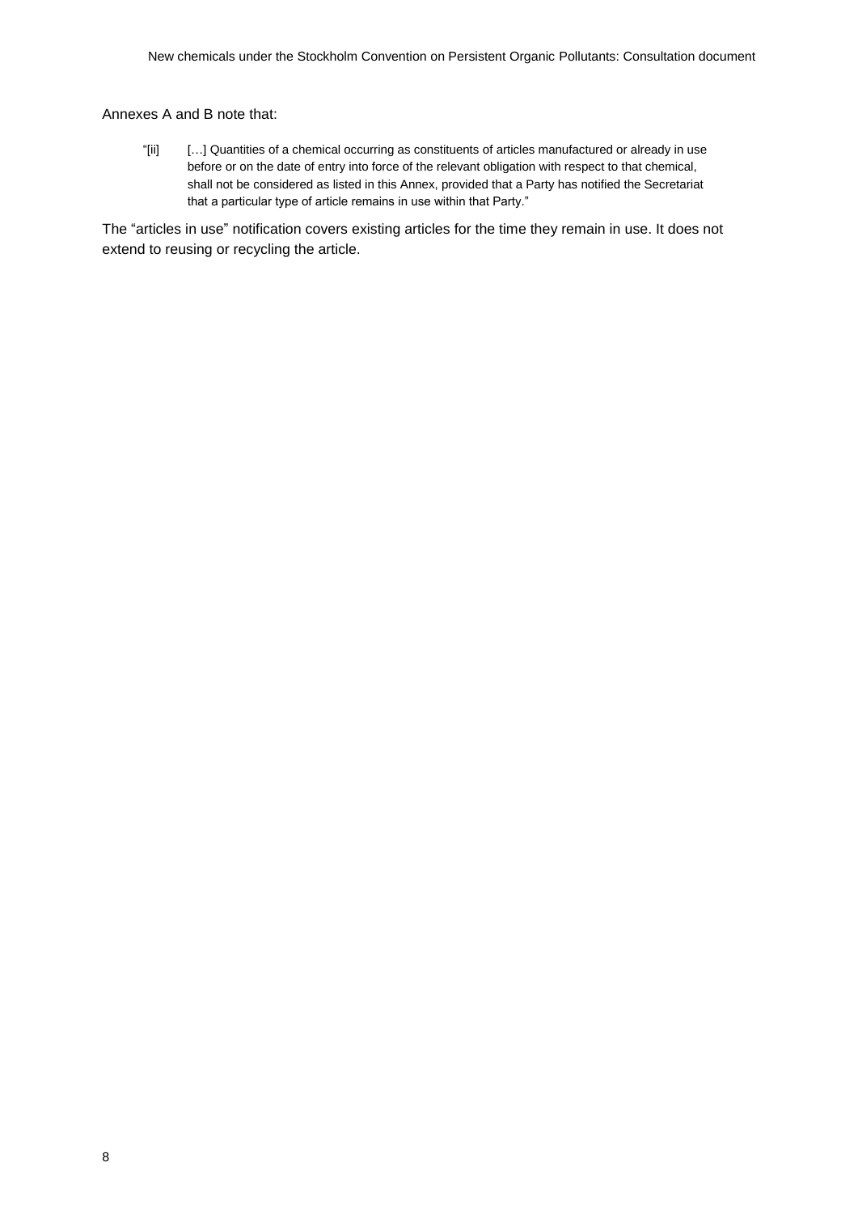Annexes A and B note that:

> "[ii] […] Quantities of a chemical occurring as constituents of articles manufactured or already in use before or on the date of entry into force of the relevant obligation with respect to that chemical, shall not be considered as listed in this Annex, provided that a Party has notified the Secretariat that a particular type of article remains in use within that Party."

The "articles in use" notification covers existing articles for the time they remain in use. It does not extend to reusing or recycling the article.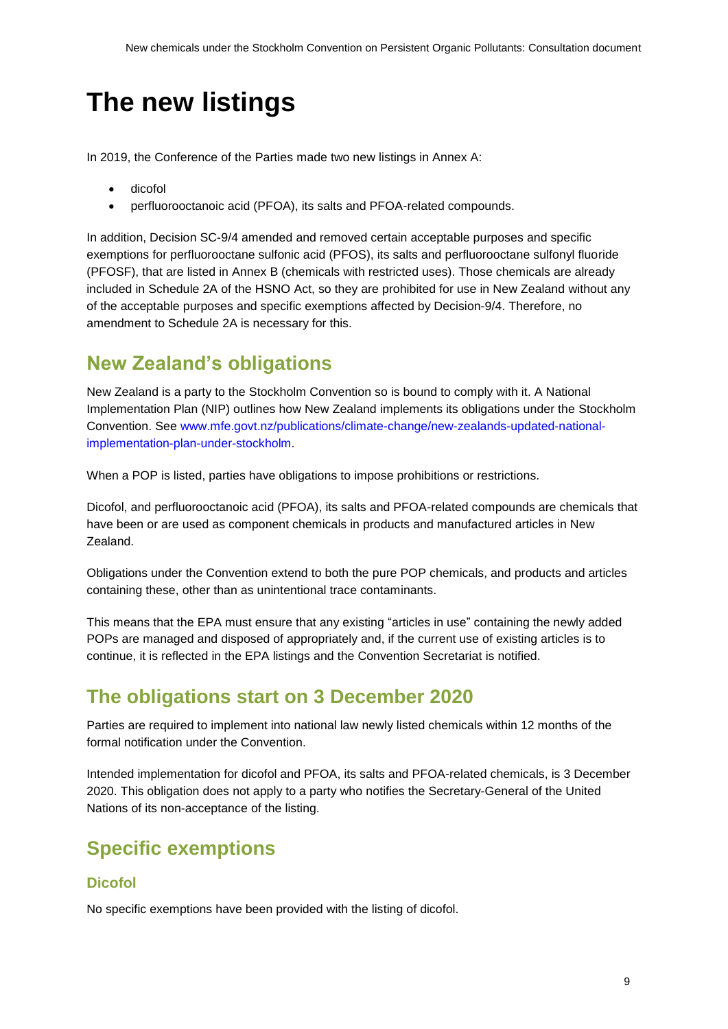# The new listings

In 2019, the Conference of the Parties made two new listings in Annex A:

- dicofol
- perfluorooctanoic acid (PFOA), its salts and PFOA-related compounds.

In addition, Decision SC-9/4 amended and removed certain acceptable purposes and specific exemptions for perfluorooctane sulfonic acid (PFOS), its salts and perfluorooctane sulfonyl fluoride (PFOSF), that are listed in Annex B (chemicals with restricted uses). Those chemicals are already included in Schedule 2A of the HSNO Act, so they are prohibited for use in New Zealand without any of the acceptable purposes and specific exemptions affected by Decision-9/4. Therefore, no amendment to Schedule 2A is necessary for this.

## New Zealand's obligations

New Zealand is a party to the Stockholm Convention so is bound to comply with it. A National Implementation Plan (NIP) outlines how New Zealand implements its obligations under the Stockholm Convention. See www.mfe.govt.nz/publications/climate-change/new-zealands-updated-national-implementation-plan-under-stockholm.

When a POP is listed, parties have obligations to impose prohibitions or restrictions.

Dicofol, and perfluorooctanoic acid (PFOA), its salts and PFOA-related compounds are chemicals that have been or are used as component chemicals in products and manufactured articles in New Zealand.

Obligations under the Convention extend to both the pure POP chemicals, and products and articles containing these, other than as unintentional trace contaminants.

This means that the EPA must ensure that any existing "articles in use" containing the newly added POPs are managed and disposed of appropriately and, if the current use of existing articles is to continue, it is reflected in the EPA listings and the Convention Secretariat is notified.

## The obligations start on 3 December 2020

Parties are required to implement into national law newly listed chemicals within 12 months of the formal notification under the Convention.

Intended implementation for dicofol and PFOA, its salts and PFOA-related chemicals, is 3 December 2020. This obligation does not apply to a party who notifies the Secretary-General of the United Nations of its non-acceptance of the listing.

## Specific exemptions

### Dicofol

No specific exemptions have been provided with the listing of dicofol.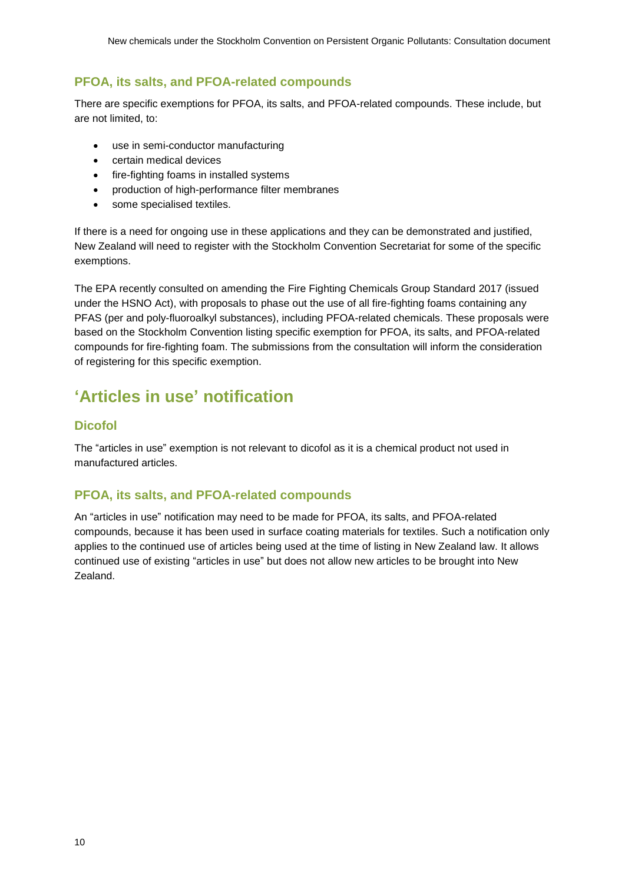### PFOA, its salts, and PFOA-related compounds

There are specific exemptions for PFOA, its salts, and PFOA-related compounds. These include, but are not limited, to:

- use in semi-conductor manufacturing
- certain medical devices
- fire-fighting foams in installed systems
- production of high-performance filter membranes
- some specialised textiles.

If there is a need for ongoing use in these applications and they can be demonstrated and justified, New Zealand will need to register with the Stockholm Convention Secretariat for some of the specific exemptions.

The EPA recently consulted on amending the Fire Fighting Chemicals Group Standard 2017 (issued under the HSNO Act), with proposals to phase out the use of all fire-fighting foams containing any PFAS (per and poly-fluoroalkyl substances), including PFOA-related chemicals. These proposals were based on the Stockholm Convention listing specific exemption for PFOA, its salts, and PFOA-related compounds for fire-fighting foam. The submissions from the consultation will inform the consideration of registering for this specific exemption.

## 'Articles in use' notification

### Dicofol

The "articles in use" exemption is not relevant to dicofol as it is a chemical product not used in manufactured articles.

### PFOA, its salts, and PFOA-related compounds

An "articles in use" notification may need to be made for PFOA, its salts, and PFOA-related compounds, because it has been used in surface coating materials for textiles. Such a notification only applies to the continued use of articles being used at the time of listing in New Zealand law. It allows continued use of existing "articles in use" but does not allow new articles to be brought into New Zealand.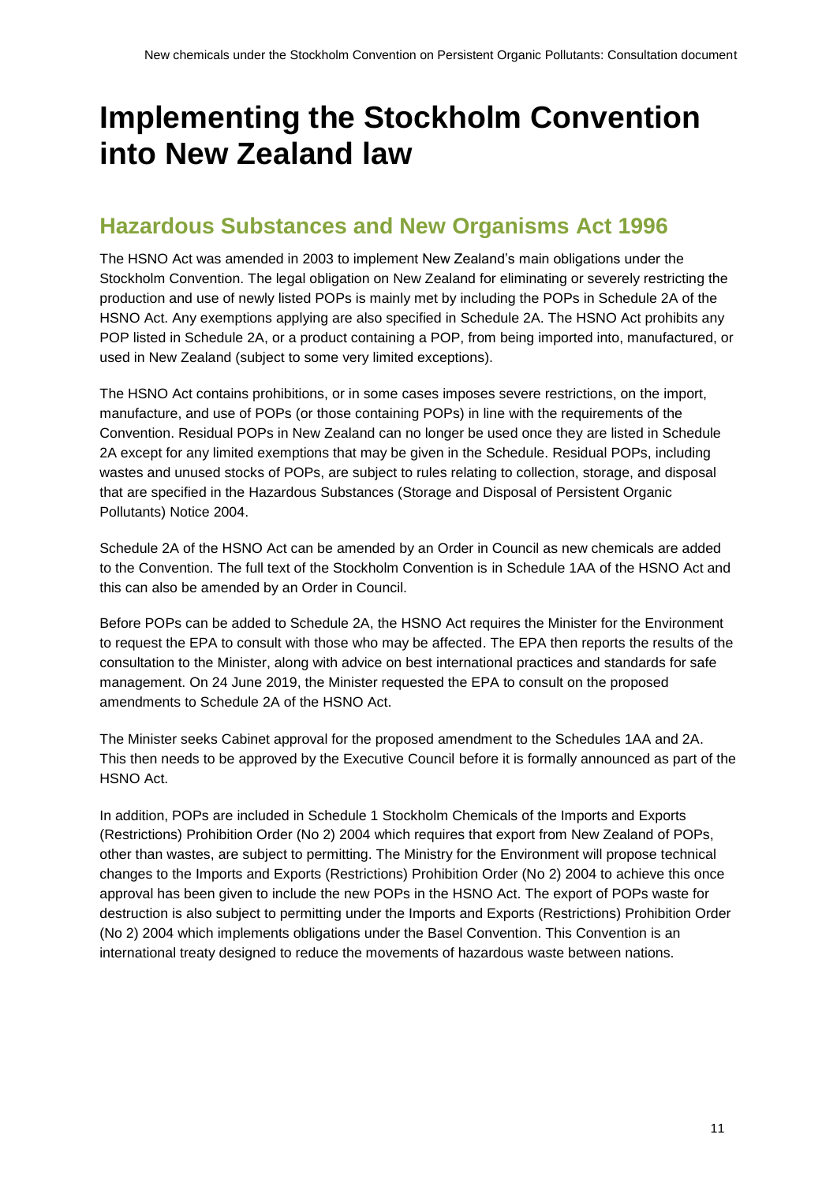# Implementing the Stockholm Convention into New Zealand law

## Hazardous Substances and New Organisms Act 1996

The HSNO Act was amended in 2003 to implement New Zealand's main obligations under the Stockholm Convention. The legal obligation on New Zealand for eliminating or severely restricting the production and use of newly listed POPs is mainly met by including the POPs in Schedule 2A of the HSNO Act. Any exemptions applying are also specified in Schedule 2A. The HSNO Act prohibits any POP listed in Schedule 2A, or a product containing a POP, from being imported into, manufactured, or used in New Zealand (subject to some very limited exceptions).

The HSNO Act contains prohibitions, or in some cases imposes severe restrictions, on the import, manufacture, and use of POPs (or those containing POPs) in line with the requirements of the Convention. Residual POPs in New Zealand can no longer be used once they are listed in Schedule 2A except for any limited exemptions that may be given in the Schedule. Residual POPs, including wastes and unused stocks of POPs, are subject to rules relating to collection, storage, and disposal that are specified in the Hazardous Substances (Storage and Disposal of Persistent Organic Pollutants) Notice 2004.

Schedule 2A of the HSNO Act can be amended by an Order in Council as new chemicals are added to the Convention. The full text of the Stockholm Convention is in Schedule 1AA of the HSNO Act and this can also be amended by an Order in Council.

Before POPs can be added to Schedule 2A, the HSNO Act requires the Minister for the Environment to request the EPA to consult with those who may be affected. The EPA then reports the results of the consultation to the Minister, along with advice on best international practices and standards for safe management. On 24 June 2019, the Minister requested the EPA to consult on the proposed amendments to Schedule 2A of the HSNO Act.

The Minister seeks Cabinet approval for the proposed amendment to the Schedules 1AA and 2A. This then needs to be approved by the Executive Council before it is formally announced as part of the HSNO Act.

In addition, POPs are included in Schedule 1 Stockholm Chemicals of the Imports and Exports (Restrictions) Prohibition Order (No 2) 2004 which requires that export from New Zealand of POPs, other than wastes, are subject to permitting. The Ministry for the Environment will propose technical changes to the Imports and Exports (Restrictions) Prohibition Order (No 2) 2004 to achieve this once approval has been given to include the new POPs in the HSNO Act. The export of POPs waste for destruction is also subject to permitting under the Imports and Exports (Restrictions) Prohibition Order (No 2) 2004 which implements obligations under the Basel Convention. This Convention is an international treaty designed to reduce the movements of hazardous waste between nations.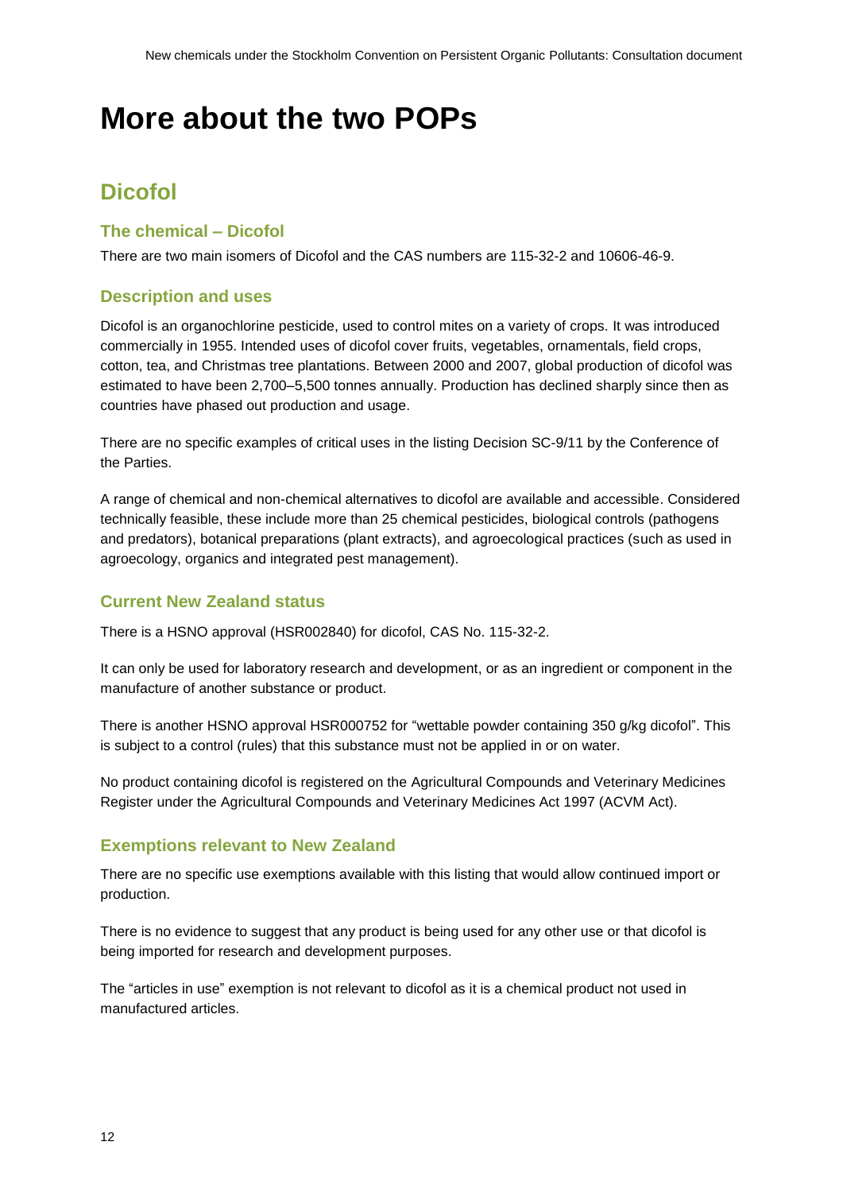# More about the two POPs

## Dicofol

### The chemical – Dicofol

There are two main isomers of Dicofol and the CAS numbers are 115-32-2 and 10606-46-9.

### Description and uses

Dicofol is an organochlorine pesticide, used to control mites on a variety of crops. It was introduced commercially in 1955. Intended uses of dicofol cover fruits, vegetables, ornamentals, field crops, cotton, tea, and Christmas tree plantations. Between 2000 and 2007, global production of dicofol was estimated to have been 2,700–5,500 tonnes annually. Production has declined sharply since then as countries have phased out production and usage.

There are no specific examples of critical uses in the listing Decision SC-9/11 by the Conference of the Parties.

A range of chemical and non-chemical alternatives to dicofol are available and accessible. Considered technically feasible, these include more than 25 chemical pesticides, biological controls (pathogens and predators), botanical preparations (plant extracts), and agroecological practices (such as used in agroecology, organics and integrated pest management).

### Current New Zealand status

There is a HSNO approval (HSR002840) for dicofol, CAS No. 115-32-2.

It can only be used for laboratory research and development, or as an ingredient or component in the manufacture of another substance or product.

There is another HSNO approval HSR000752 for "wettable powder containing 350 g/kg dicofol". This is subject to a control (rules) that this substance must not be applied in or on water.

No product containing dicofol is registered on the Agricultural Compounds and Veterinary Medicines Register under the Agricultural Compounds and Veterinary Medicines Act 1997 (ACVM Act).

### Exemptions relevant to New Zealand

There are no specific use exemptions available with this listing that would allow continued import or production.

There is no evidence to suggest that any product is being used for any other use or that dicofol is being imported for research and development purposes.

The "articles in use" exemption is not relevant to dicofol as it is a chemical product not used in manufactured articles.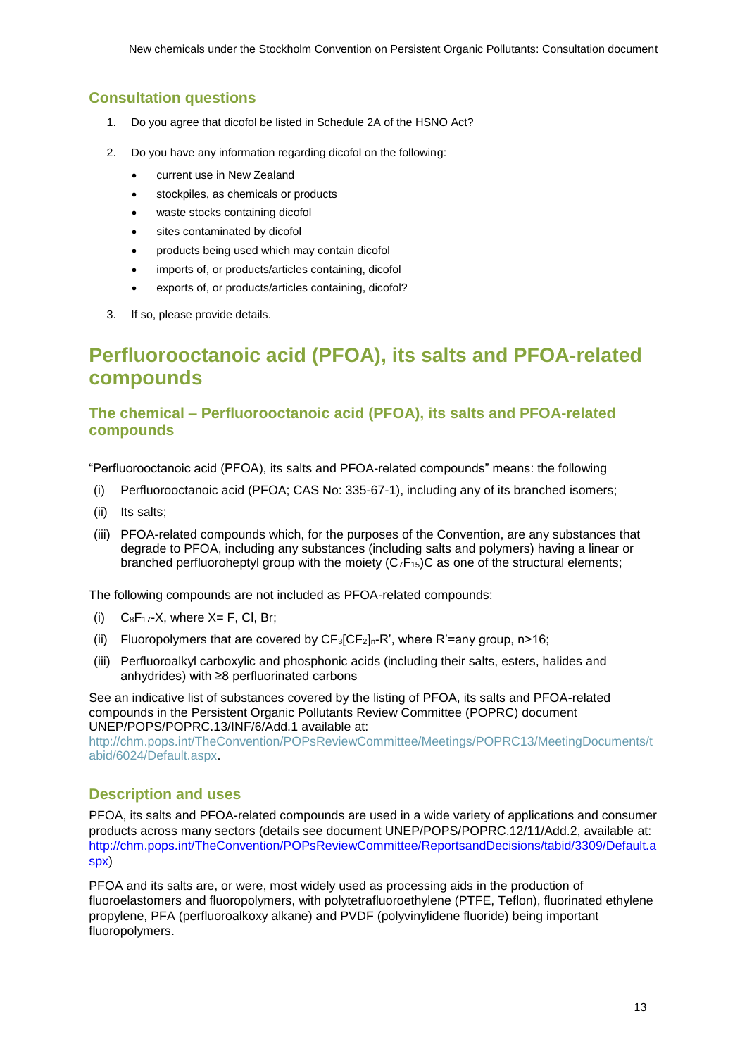### Consultation questions

1. Do you agree that dicofol be listed in Schedule 2A of the HSNO Act?

2. Do you have any information regarding dicofol on the following:

   - current use in New Zealand
   - stockpiles, as chemicals or products
   - waste stocks containing dicofol
   - sites contaminated by dicofol
   - products being used which may contain dicofol
   - imports of, or products/articles containing, dicofol
   - exports of, or products/articles containing, dicofol?

3. If so, please provide details.

## Perfluorooctanoic acid (PFOA), its salts and PFOA-related compounds

### The chemical – Perfluorooctanoic acid (PFOA), its salts and PFOA-related compounds

"Perfluorooctanoic acid (PFOA), its salts and PFOA-related compounds" means: the following

(i) Perfluorooctanoic acid (PFOA; CAS No: 335-67-1), including any of its branched isomers;

(ii) Its salts;

(iii) PFOA-related compounds which, for the purposes of the Convention, are any substances that degrade to PFOA, including any substances (including salts and polymers) having a linear or branched perfluoroheptyl group with the moiety ($C_7F_{15}$)C as one of the structural elements;

The following compounds are not included as PFOA-related compounds:

(i) $C_8F_{17}$-X, where X= F, Cl, Br;

(ii) Fluoropolymers that are covered by $CF_3[CF_2]_n$-R', where R'=any group, n>16;

(iii) Perfluoroalkyl carboxylic and phosphonic acids (including their salts, esters, halides and anhydrides) with ≥8 perfluorinated carbons

See an indicative list of substances covered by the listing of PFOA, its salts and PFOA-related compounds in the Persistent Organic Pollutants Review Committee (POPRC) document UNEP/POPS/POPRC.13/INF/6/Add.1 available at: http://chm.pops.int/TheConvention/POPsReviewCommittee/Meetings/POPRC13/MeetingDocuments/tabid/6024/Default.aspx.

### Description and uses

PFOA, its salts and PFOA-related compounds are used in a wide variety of applications and consumer products across many sectors (details see document UNEP/POPS/POPRC.12/11/Add.2, available at: http://chm.pops.int/TheConvention/POPsReviewCommittee/ReportsandDecisions/tabid/3309/Default.aspx)

PFOA and its salts are, or were, most widely used as processing aids in the production of fluoroelastomers and fluoropolymers, with polytetrafluoroethylene (PTFE, Teflon), fluorinated ethylene propylene, PFA (perfluoroalkoxy alkane) and PVDF (polyvinylidene fluoride) being important fluoropolymers.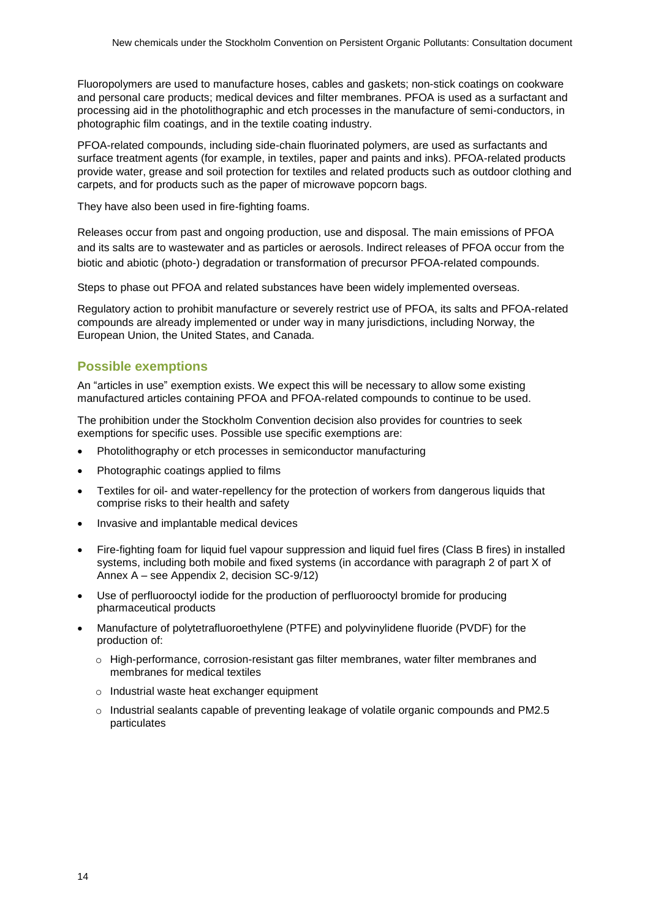Fluoropolymers are used to manufacture hoses, cables and gaskets; non-stick coatings on cookware and personal care products; medical devices and filter membranes. PFOA is used as a surfactant and processing aid in the photolithographic and etch processes in the manufacture of semi-conductors, in photographic film coatings, and in the textile coating industry.

PFOA-related compounds, including side-chain fluorinated polymers, are used as surfactants and surface treatment agents (for example, in textiles, paper and paints and inks). PFOA-related products provide water, grease and soil protection for textiles and related products such as outdoor clothing and carpets, and for products such as the paper of microwave popcorn bags.

They have also been used in fire-fighting foams.

Releases occur from past and ongoing production, use and disposal. The main emissions of PFOA and its salts are to wastewater and as particles or aerosols. Indirect releases of PFOA occur from the biotic and abiotic (photo-) degradation or transformation of precursor PFOA-related compounds.

Steps to phase out PFOA and related substances have been widely implemented overseas.

Regulatory action to prohibit manufacture or severely restrict use of PFOA, its salts and PFOA-related compounds are already implemented or under way in many jurisdictions, including Norway, the European Union, the United States, and Canada.

## Possible exemptions

An "articles in use" exemption exists. We expect this will be necessary to allow some existing manufactured articles containing PFOA and PFOA-related compounds to continue to be used.

The prohibition under the Stockholm Convention decision also provides for countries to seek exemptions for specific uses. Possible use specific exemptions are:

- Photolithography or etch processes in semiconductor manufacturing
- Photographic coatings applied to films
- Textiles for oil- and water-repellency for the protection of workers from dangerous liquids that comprise risks to their health and safety
- Invasive and implantable medical devices
- Fire-fighting foam for liquid fuel vapour suppression and liquid fuel fires (Class B fires) in installed systems, including both mobile and fixed systems (in accordance with paragraph 2 of part X of Annex A – see Appendix 2, decision SC-9/12)
- Use of perfluorooctyl iodide for the production of perfluorooctyl bromide for producing pharmaceutical products
- Manufacture of polytetrafluoroethylene (PTFE) and polyvinylidene fluoride (PVDF) for the production of:
  - High-performance, corrosion-resistant gas filter membranes, water filter membranes and membranes for medical textiles
  - Industrial waste heat exchanger equipment
  - Industrial sealants capable of preventing leakage of volatile organic compounds and PM2.5 particulates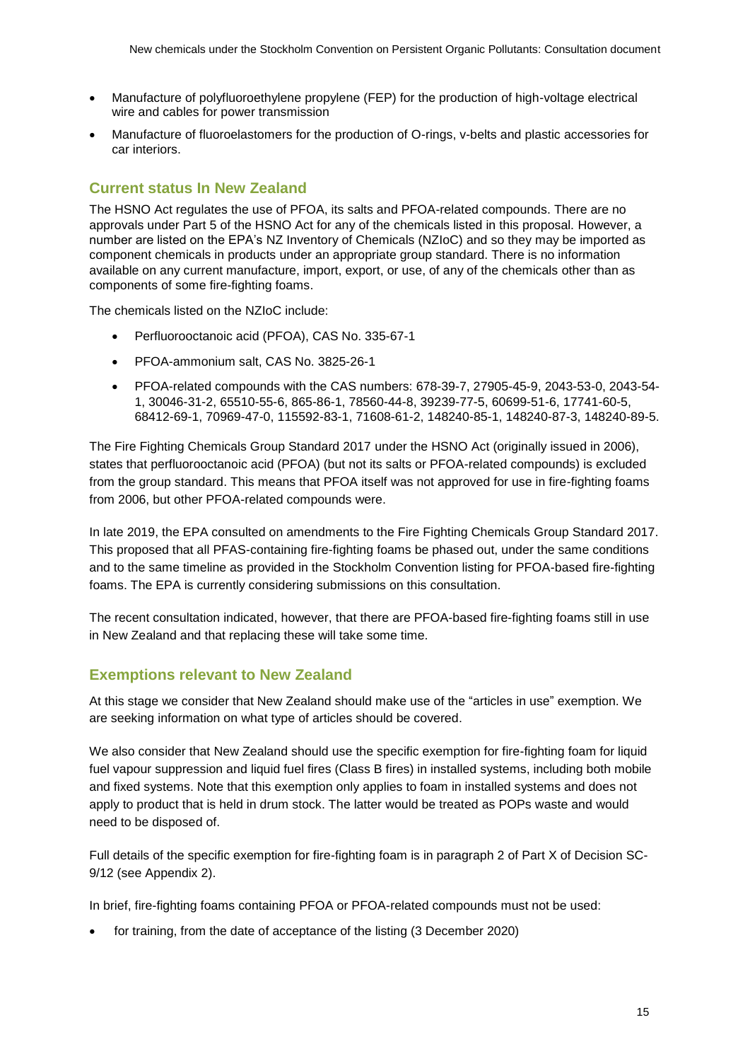- Manufacture of polyfluoroethylene propylene (FEP) for the production of high-voltage electrical wire and cables for power transmission
- Manufacture of fluoroelastomers for the production of O-rings, v-belts and plastic accessories for car interiors.

## Current status In New Zealand

The HSNO Act regulates the use of PFOA, its salts and PFOA-related compounds. There are no approvals under Part 5 of the HSNO Act for any of the chemicals listed in this proposal. However, a number are listed on the EPA's NZ Inventory of Chemicals (NZIoC) and so they may be imported as component chemicals in products under an appropriate group standard. There is no information available on any current manufacture, import, export, or use, of any of the chemicals other than as components of some fire-fighting foams.

The chemicals listed on the NZIoC include:

- Perfluorooctanoic acid (PFOA), CAS No. 335-67-1
- PFOA-ammonium salt, CAS No. 3825-26-1
- PFOA-related compounds with the CAS numbers: 678-39-7, 27905-45-9, 2043-53-0, 2043-54-1, 30046-31-2, 65510-55-6, 865-86-1, 78560-44-8, 39239-77-5, 60699-51-6, 17741-60-5, 68412-69-1, 70969-47-0, 115592-83-1, 71608-61-2, 148240-85-1, 148240-87-3, 148240-89-5.

The Fire Fighting Chemicals Group Standard 2017 under the HSNO Act (originally issued in 2006), states that perfluorooctanoic acid (PFOA) (but not its salts or PFOA-related compounds) is excluded from the group standard. This means that PFOA itself was not approved for use in fire-fighting foams from 2006, but other PFOA-related compounds were.

In late 2019, the EPA consulted on amendments to the Fire Fighting Chemicals Group Standard 2017. This proposed that all PFAS-containing fire-fighting foams be phased out, under the same conditions and to the same timeline as provided in the Stockholm Convention listing for PFOA-based fire-fighting foams. The EPA is currently considering submissions on this consultation.

The recent consultation indicated, however, that there are PFOA-based fire-fighting foams still in use in New Zealand and that replacing these will take some time.

## Exemptions relevant to New Zealand

At this stage we consider that New Zealand should make use of the "articles in use" exemption. We are seeking information on what type of articles should be covered.

We also consider that New Zealand should use the specific exemption for fire-fighting foam for liquid fuel vapour suppression and liquid fuel fires (Class B fires) in installed systems, including both mobile and fixed systems. Note that this exemption only applies to foam in installed systems and does not apply to product that is held in drum stock. The latter would be treated as POPs waste and would need to be disposed of.

Full details of the specific exemption for fire-fighting foam is in paragraph 2 of Part X of Decision SC-9/12 (see Appendix 2).

In brief, fire-fighting foams containing PFOA or PFOA-related compounds must not be used:

- for training, from the date of acceptance of the listing (3 December 2020)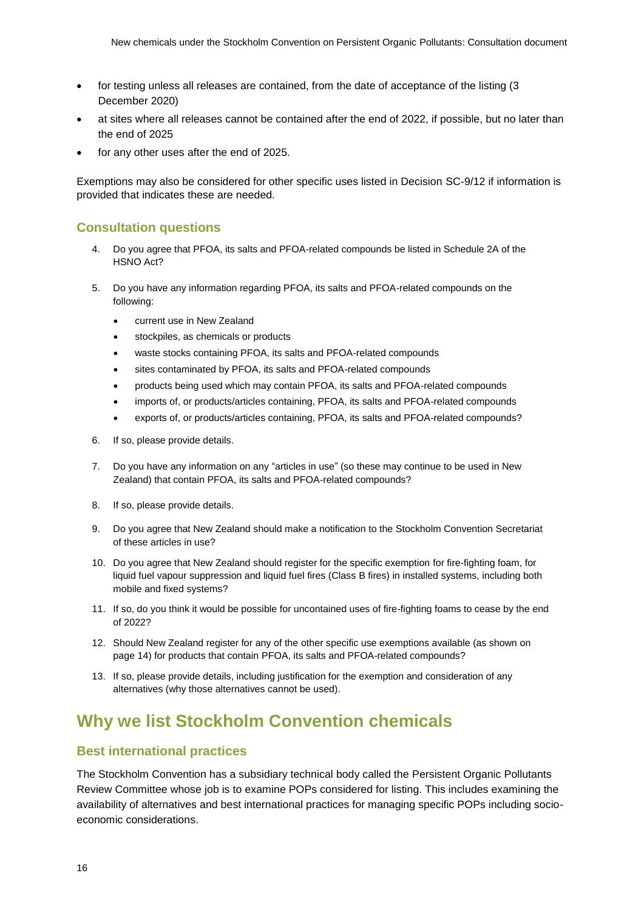- for testing unless all releases are contained, from the date of acceptance of the listing (3 December 2020)
- at sites where all releases cannot be contained after the end of 2022, if possible, but no later than the end of 2025
- for any other uses after the end of 2025.

Exemptions may also be considered for other specific uses listed in Decision SC-9/12 if information is provided that indicates these are needed.

### Consultation questions

4. Do you agree that PFOA, its salts and PFOA-related compounds be listed in Schedule 2A of the HSNO Act?
5. Do you have any information regarding PFOA, its salts and PFOA-related compounds on the following:
   - current use in New Zealand
   - stockpiles, as chemicals or products
   - waste stocks containing PFOA, its salts and PFOA-related compounds
   - sites contaminated by PFOA, its salts and PFOA-related compounds
   - products being used which may contain PFOA, its salts and PFOA-related compounds
   - imports of, or products/articles containing, PFOA, its salts and PFOA-related compounds
   - exports of, or products/articles containing, PFOA, its salts and PFOA-related compounds?
6. If so, please provide details.
7. Do you have any information on any "articles in use" (so these may continue to be used in New Zealand) that contain PFOA, its salts and PFOA-related compounds?
8. If so, please provide details.
9. Do you agree that New Zealand should make a notification to the Stockholm Convention Secretariat of these articles in use?
10. Do you agree that New Zealand should register for the specific exemption for fire-fighting foam, for liquid fuel vapour suppression and liquid fuel fires (Class B fires) in installed systems, including both mobile and fixed systems?
11. If so, do you think it would be possible for uncontained uses of fire-fighting foams to cease by the end of 2022?
12. Should New Zealand register for any of the other specific use exemptions available (as shown on page 14) for products that contain PFOA, its salts and PFOA-related compounds?
13. If so, please provide details, including justification for the exemption and consideration of any alternatives (why those alternatives cannot be used).

## Why we list Stockholm Convention chemicals

### Best international practices

The Stockholm Convention has a subsidiary technical body called the Persistent Organic Pollutants Review Committee whose job is to examine POPs considered for listing. This includes examining the availability of alternatives and best international practices for managing specific POPs including socio-economic considerations.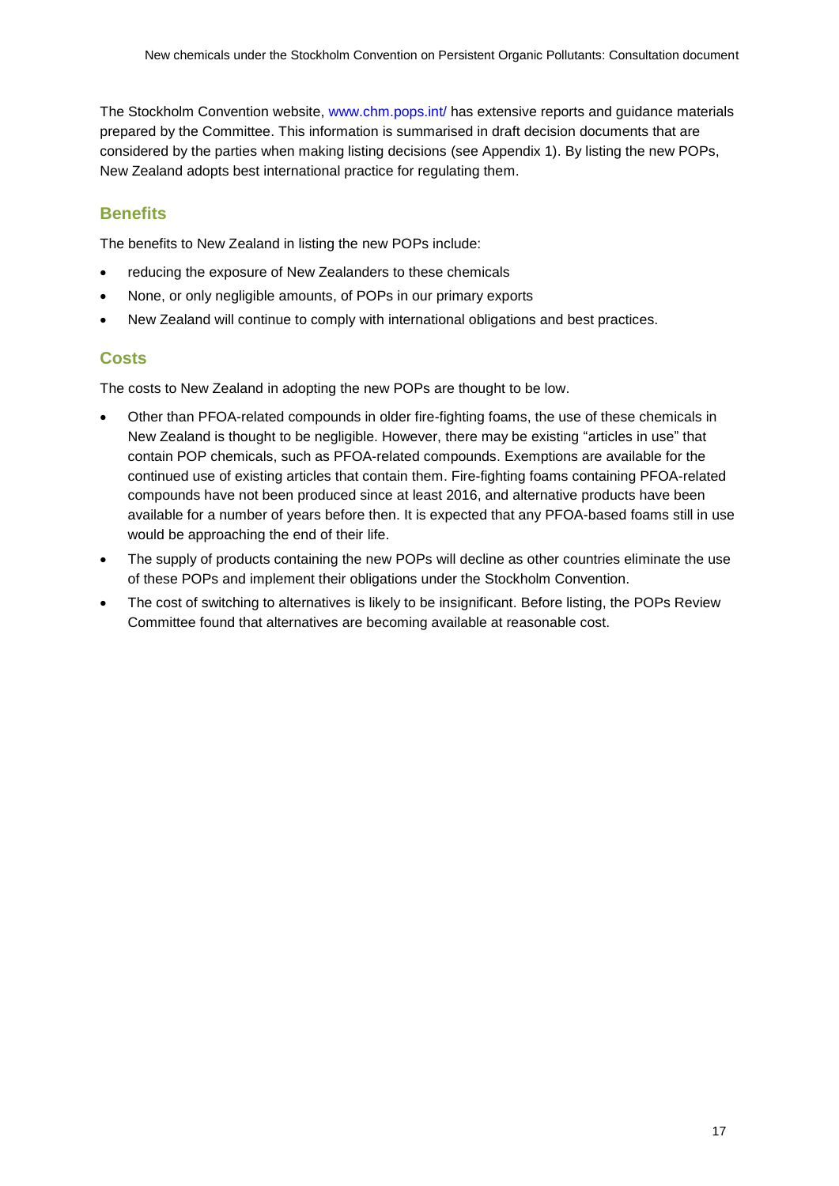The Stockholm Convention website, www.chm.pops.int/ has extensive reports and guidance materials prepared by the Committee. This information is summarised in draft decision documents that are considered by the parties when making listing decisions (see Appendix 1). By listing the new POPs, New Zealand adopts best international practice for regulating them.

## Benefits

The benefits to New Zealand in listing the new POPs include:

- reducing the exposure of New Zealanders to these chemicals
- None, or only negligible amounts, of POPs in our primary exports
- New Zealand will continue to comply with international obligations and best practices.

## Costs

The costs to New Zealand in adopting the new POPs are thought to be low.

- Other than PFOA-related compounds in older fire-fighting foams, the use of these chemicals in New Zealand is thought to be negligible. However, there may be existing "articles in use" that contain POP chemicals, such as PFOA-related compounds. Exemptions are available for the continued use of existing articles that contain them. Fire-fighting foams containing PFOA-related compounds have not been produced since at least 2016, and alternative products have been available for a number of years before then. It is expected that any PFOA-based foams still in use would be approaching the end of their life.
- The supply of products containing the new POPs will decline as other countries eliminate the use of these POPs and implement their obligations under the Stockholm Convention.
- The cost of switching to alternatives is likely to be insignificant. Before listing, the POPs Review Committee found that alternatives are becoming available at reasonable cost.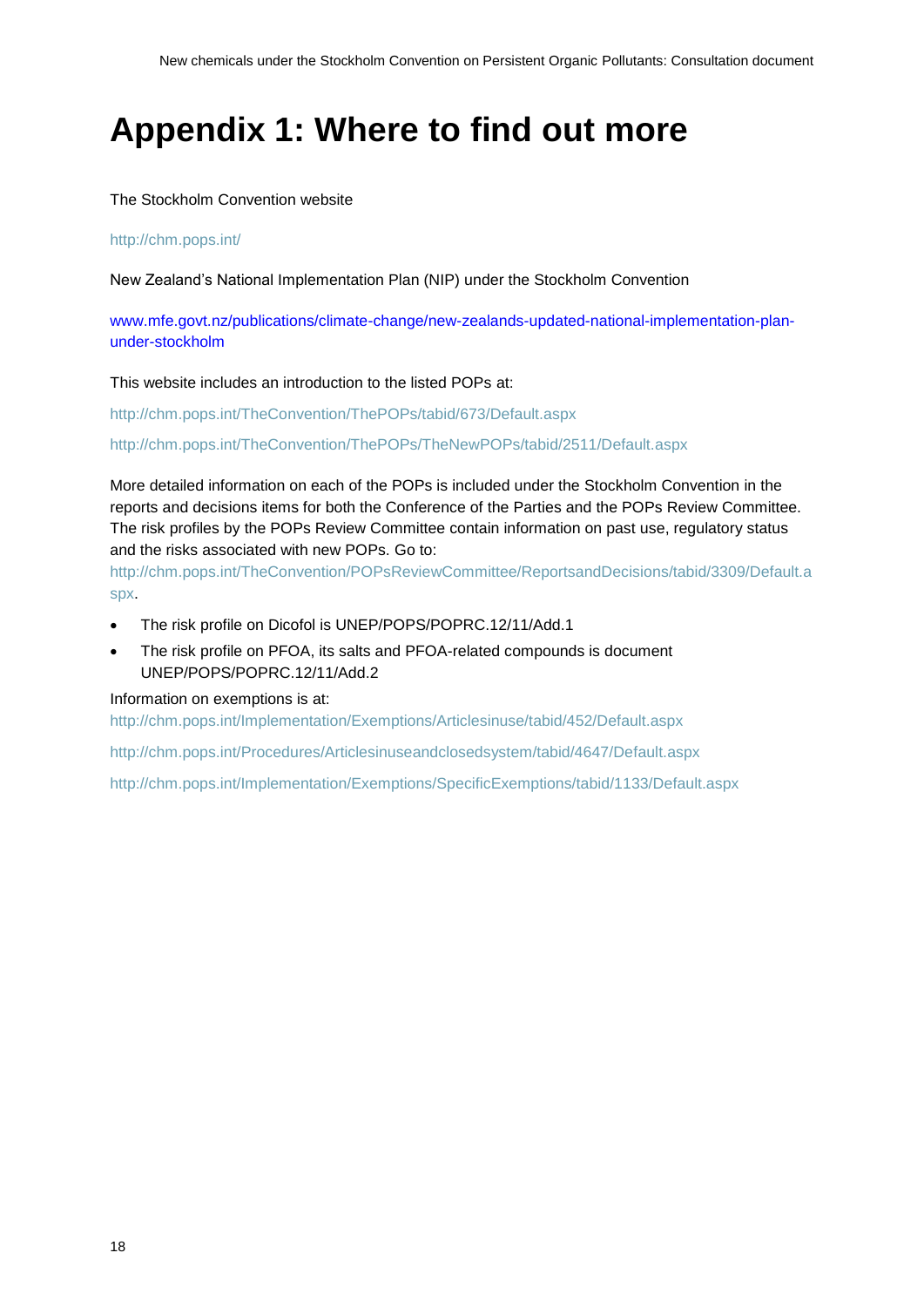# Appendix 1: Where to find out more

The Stockholm Convention website

http://chm.pops.int/

New Zealand's National Implementation Plan (NIP) under the Stockholm Convention

www.mfe.govt.nz/publications/climate-change/new-zealands-updated-national-implementation-plan-under-stockholm

This website includes an introduction to the listed POPs at:

http://chm.pops.int/TheConvention/ThePOPs/tabid/673/Default.aspx

http://chm.pops.int/TheConvention/ThePOPs/TheNewPOPs/tabid/2511/Default.aspx

More detailed information on each of the POPs is included under the Stockholm Convention in the reports and decisions items for both the Conference of the Parties and the POPs Review Committee. The risk profiles by the POPs Review Committee contain information on past use, regulatory status and the risks associated with new POPs. Go to:
http://chm.pops.int/TheConvention/POPsReviewCommittee/ReportsandDecisions/tabid/3309/Default.aspx.

- The risk profile on Dicofol is UNEP/POPS/POPRC.12/11/Add.1
- The risk profile on PFOA, its salts and PFOA-related compounds is document UNEP/POPS/POPRC.12/11/Add.2

Information on exemptions is at:
http://chm.pops.int/Implementation/Exemptions/Articlesinuse/tabid/452/Default.aspx

http://chm.pops.int/Procedures/Articlesinuseandclosedsystem/tabid/4647/Default.aspx

http://chm.pops.int/Implementation/Exemptions/SpecificExemptions/tabid/1133/Default.aspx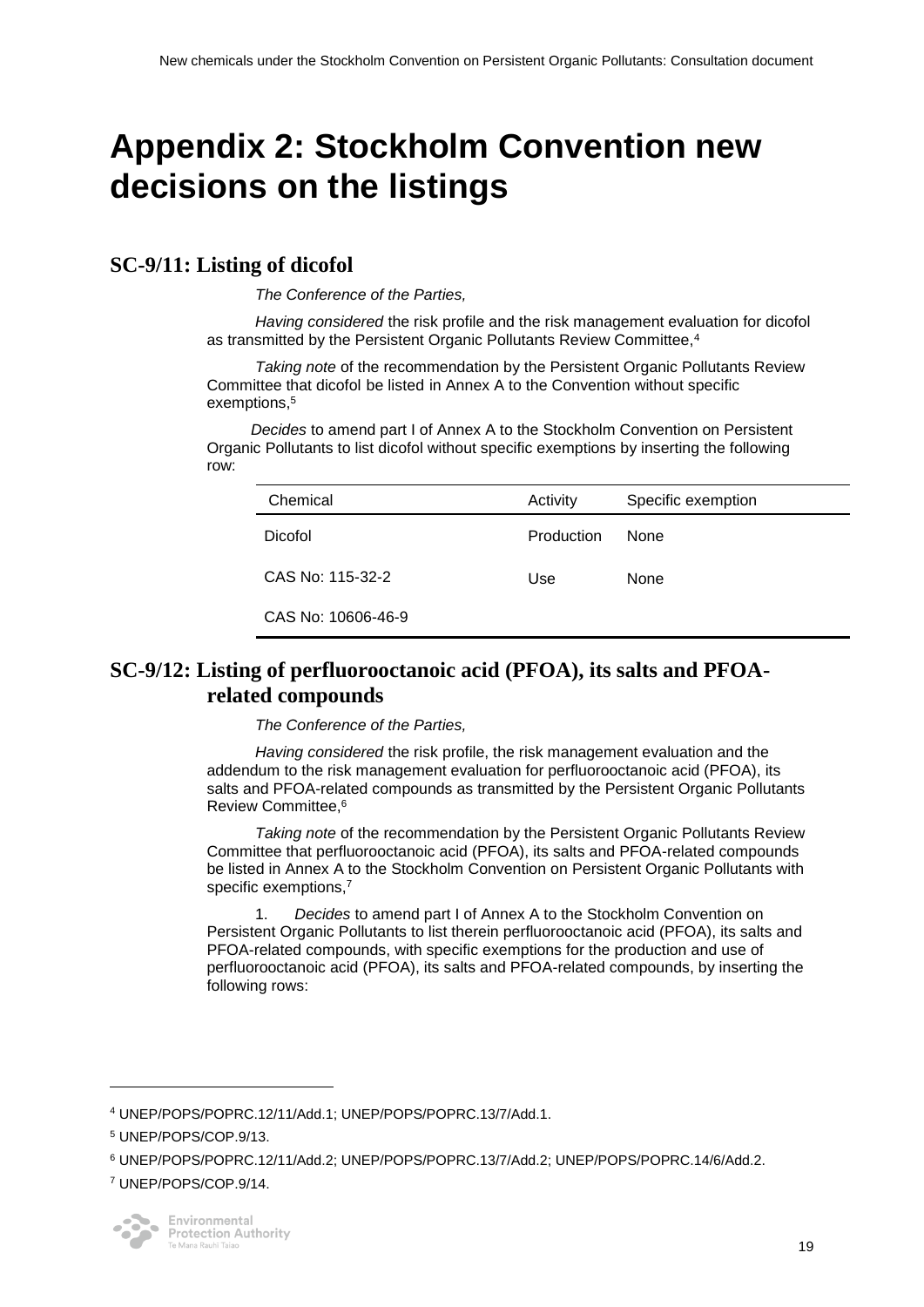# Appendix 2: Stockholm Convention new decisions on the listings

## SC-9/11: Listing of dicofol

*The Conference of the Parties,*

*Having considered* the risk profile and the risk management evaluation for dicofol as transmitted by the Persistent Organic Pollutants Review Committee,[4]

*Taking note* of the recommendation by the Persistent Organic Pollutants Review Committee that dicofol be listed in Annex A to the Convention without specific exemptions,[5]

*Decides* to amend part I of Annex A to the Stockholm Convention on Persistent Organic Pollutants to list dicofol without specific exemptions by inserting the following row:

| Chemical | Activity | Specific exemption |
|---|---|---|
| Dicofol | Production | None |
| CAS No: 115-32-2 | Use | None |
| CAS No: 10606-46-9 | | |

## SC-9/12: Listing of perfluorooctanoic acid (PFOA), its salts and PFOA-related compounds

*The Conference of the Parties,*

*Having considered* the risk profile, the risk management evaluation and the addendum to the risk management evaluation for perfluorooctanoic acid (PFOA), its salts and PFOA-related compounds as transmitted by the Persistent Organic Pollutants Review Committee,[6]

*Taking note* of the recommendation by the Persistent Organic Pollutants Review Committee that perfluorooctanoic acid (PFOA), its salts and PFOA-related compounds be listed in Annex A to the Stockholm Convention on Persistent Organic Pollutants with specific exemptions,[7]

1. *Decides* to amend part I of Annex A to the Stockholm Convention on Persistent Organic Pollutants to list therein perfluorooctanoic acid (PFOA), its salts and PFOA-related compounds, with specific exemptions for the production and use of perfluorooctanoic acid (PFOA), its salts and PFOA-related compounds, by inserting the following rows:

---

[4] UNEP/POPS/POPRC.12/11/Add.1; UNEP/POPS/POPRC.13/7/Add.1.

[5] UNEP/POPS/COP.9/13.

[6] UNEP/POPS/POPRC.12/11/Add.2; UNEP/POPS/POPRC.13/7/Add.2; UNEP/POPS/POPRC.14/6/Add.2.

[7] UNEP/POPS/COP.9/14.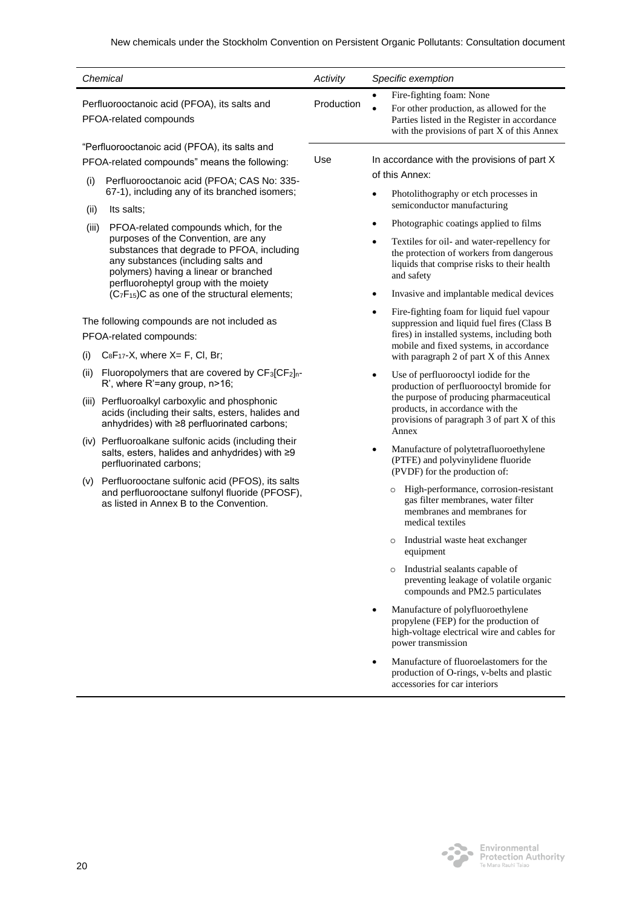| Chemical | Activity | Specific exemption |
|---|---|---|
| Perfluorooctanoic acid (PFOA), its salts and PFOA-related compounds | Production | • Fire-fighting foam: None<br>• For other production, as allowed for the Parties listed in the Register in accordance with the provisions of part X of this Annex |
| "Perfluorooctanoic acid (PFOA), its salts and PFOA-related compounds" means the following:<br>(i) Perfluorooctanoic acid (PFOA; CAS No: 335-67-1), including any of its branched isomers;<br>(ii) Its salts;<br>(iii) PFOA-related compounds which, for the purposes of the Convention, are any substances that degrade to PFOA, including any substances (including salts and polymers) having a linear or branched perfluoroheptyl group with the moiety $(C_7F_{15})C$ as one of the structural elements;<br><br>The following compounds are not included as PFOA-related compounds:<br>(i) $C_8F_{17}$-X, where X= F, Cl, Br;<br>(ii) Fluoropolymers that are covered by $CF_3[CF_2]_n$-R', where R'=any group, n>16;<br>(iii) Perfluoroalkyl carboxylic and phosphonic acids (including their salts, esters, halides and anhydrides) with ≥8 perfluorinated carbons;<br>(iv) Perfluoroalkane sulfonic acids (including their salts, esters, halides and anhydrides) with ≥9 perfluorinated carbons;<br>(v) Perfluorooctane sulfonic acid (PFOS), its salts and perfluorooctane sulfonyl fluoride (PFOSF), as listed in Annex B to the Convention. | Use | In accordance with the provisions of part X of this Annex:<br>• Photolithography or etch processes in semiconductor manufacturing<br>• Photographic coatings applied to films<br>• Textiles for oil- and water-repellency for the protection of workers from dangerous liquids that comprise risks to their health and safety<br>• Invasive and implantable medical devices<br>• Fire-fighting foam for liquid fuel vapour suppression and liquid fuel fires (Class B fires) in installed systems, including both mobile and fixed systems, in accordance with paragraph 2 of part X of this Annex<br>• Use of perfluorooctyl iodide for the production of perfluorooctyl bromide for the purpose of producing pharmaceutical products, in accordance with the provisions of paragraph 3 of part X of this Annex<br>• Manufacture of polytetrafluoroethylene (PTFE) and polyvinylidene fluoride (PVDF) for the production of:<br>&nbsp;&nbsp;○ High-performance, corrosion-resistant gas filter membranes, water filter membranes and membranes for medical textiles<br>&nbsp;&nbsp;○ Industrial waste heat exchanger equipment<br>&nbsp;&nbsp;○ Industrial sealants capable of preventing leakage of volatile organic compounds and PM2.5 particulates<br>• Manufacture of polyfluoroethylene propylene (FEP) for the production of high-voltage electrical wire and cables for power transmission<br>• Manufacture of fluoroelastomers for the production of O-rings, v-belts and plastic accessories for car interiors |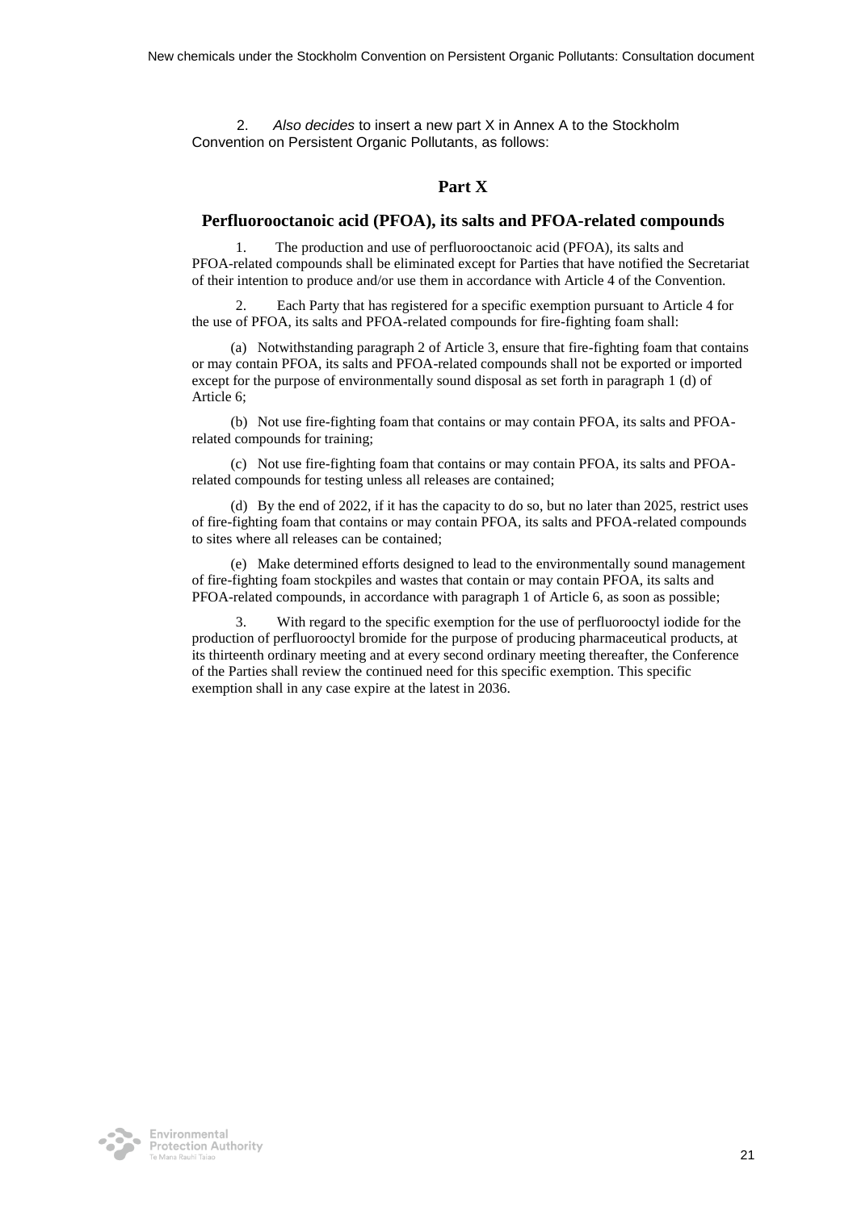2. *Also decides* to insert a new part X in Annex A to the Stockholm Convention on Persistent Organic Pollutants, as follows:

## Part X

## Perfluorooctanoic acid (PFOA), its salts and PFOA-related compounds

1. The production and use of perfluorooctanoic acid (PFOA), its salts and PFOA-related compounds shall be eliminated except for Parties that have notified the Secretariat of their intention to produce and/or use them in accordance with Article 4 of the Convention.

2. Each Party that has registered for a specific exemption pursuant to Article 4 for the use of PFOA, its salts and PFOA-related compounds for fire-fighting foam shall:

(a) Notwithstanding paragraph 2 of Article 3, ensure that fire-fighting foam that contains or may contain PFOA, its salts and PFOA-related compounds shall not be exported or imported except for the purpose of environmentally sound disposal as set forth in paragraph 1 (d) of Article 6;

(b) Not use fire-fighting foam that contains or may contain PFOA, its salts and PFOA-related compounds for training;

(c) Not use fire-fighting foam that contains or may contain PFOA, its salts and PFOA-related compounds for testing unless all releases are contained;

(d) By the end of 2022, if it has the capacity to do so, but no later than 2025, restrict uses of fire-fighting foam that contains or may contain PFOA, its salts and PFOA-related compounds to sites where all releases can be contained;

(e) Make determined efforts designed to lead to the environmentally sound management of fire-fighting foam stockpiles and wastes that contain or may contain PFOA, its salts and PFOA-related compounds, in accordance with paragraph 1 of Article 6, as soon as possible;

3. With regard to the specific exemption for the use of perfluorooctyl iodide for the production of perfluorooctyl bromide for the purpose of producing pharmaceutical products, at its thirteenth ordinary meeting and at every second ordinary meeting thereafter, the Conference of the Parties shall review the continued need for this specific exemption. This specific exemption shall in any case expire at the latest in 2036.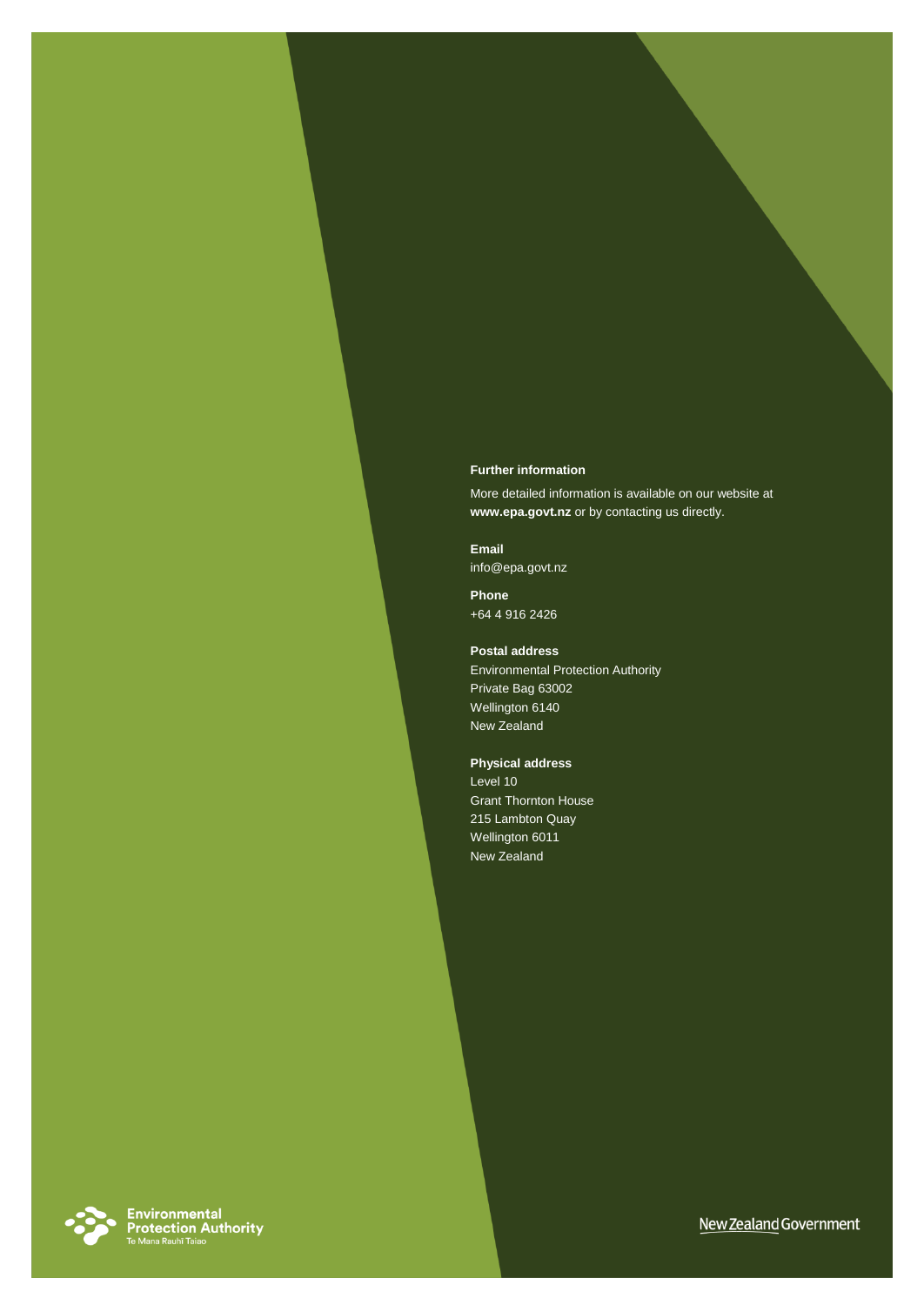**Further information**

More detailed information is available on our website at **www.epa.govt.nz** or by contacting us directly.

**Email**
info@epa.govt.nz

**Phone**
+64 4 916 2426

**Postal address**
Environmental Protection Authority
Private Bag 63002
Wellington 6140
New Zealand

**Physical address**
Level 10
Grant Thornton House
215 Lambton Quay
Wellington 6011
New Zealand

Environmental Protection Authority
Te Mana Rauhī Taiao

New Zealand Government